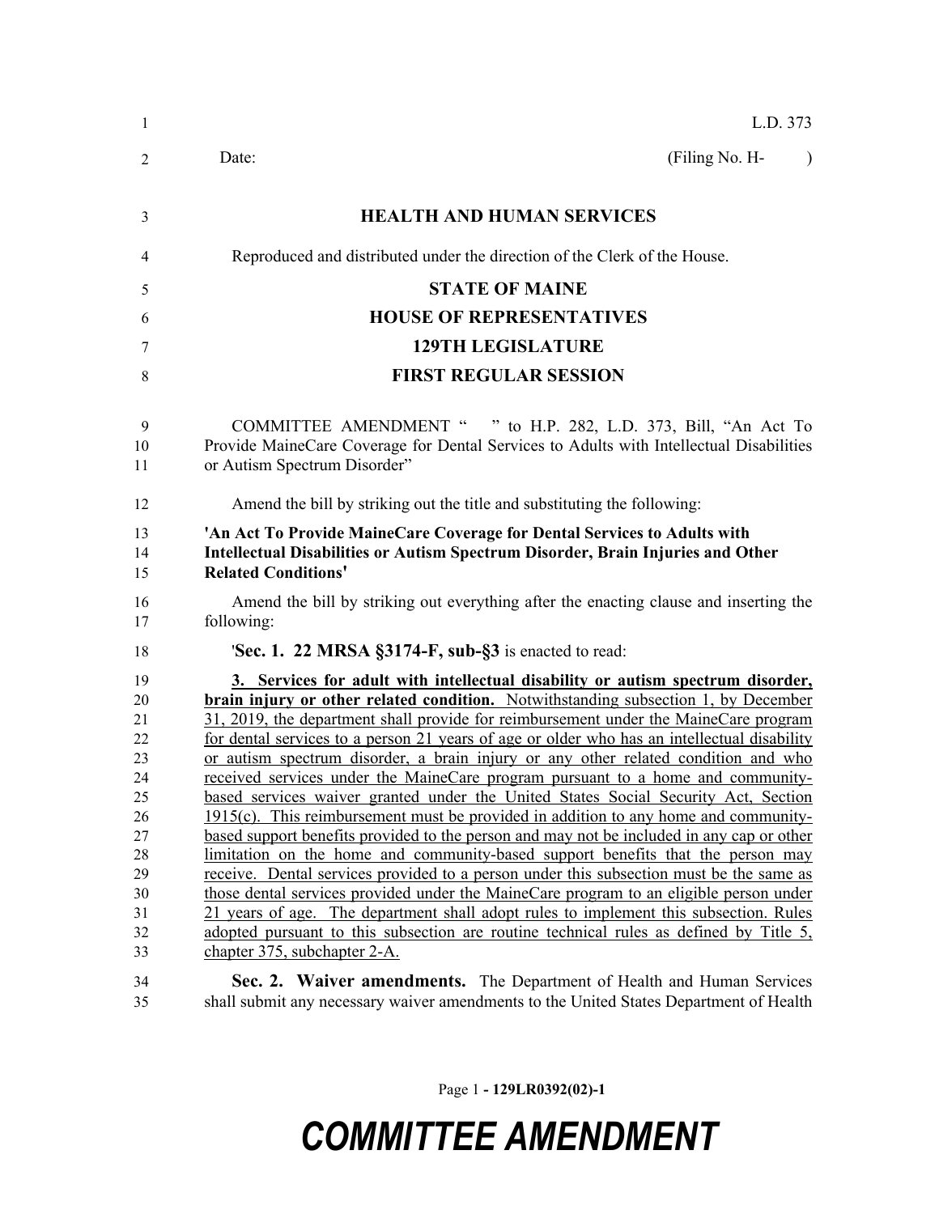L.D. 373

Date: (Filing No. H- )

**HEALTH AND HUMAN SERVICES**

Reproduced and distributed under the direction of the Clerk of the House.

**STATE OF MAINE**

**HOUSE OF REPRESENTATIVES**

**129TH LEGISLATURE**

**FIRST REGULAR SESSION**

COMMITTEE AMENDMENT " " to H.P. 282, L.D. 373, Bill, "An Act To Provide MaineCare Coverage for Dental Services to Adults with Intellectual Disabilities or Autism Spectrum Disorder"

Amend the bill by striking out the title and substituting the following:

**'An Act To Provide MaineCare Coverage for Dental Services to Adults with Intellectual Disabilities or Autism Spectrum Disorder, Brain Injuries and Other Related Conditions'**

Amend the bill by striking out everything after the enacting clause and inserting the following:

'**Sec. 1. 22 MRSA §3174-F, sub-§3** is enacted to read:

**3. Services for adult with intellectual disability or autism spectrum disorder, brain injury or other related condition.** Notwithstanding subsection 1, by December 31, 2019, the department shall provide for reimbursement under the MaineCare program for dental services to a person 21 years of age or older who has an intellectual disability or autism spectrum disorder, a brain injury or any other related condition and who received services under the MaineCare program pursuant to a home and community-based services waiver granted under the United States Social Security Act, Section 1915(c). This reimbursement must be provided in addition to any home and community-based support benefits provided to the person and may not be included in any cap or other limitation on the home and community-based support benefits that the person may receive. Dental services provided to a person under this subsection must be the same as those dental services provided under the MaineCare program to an eligible person under 21 years of age. The department shall adopt rules to implement this subsection. Rules adopted pursuant to this subsection are routine technical rules as defined by Title 5, chapter 375, subchapter 2-A.

**Sec. 2. Waiver amendments.** The Department of Health and Human Services shall submit any necessary waiver amendments to the United States Department of Health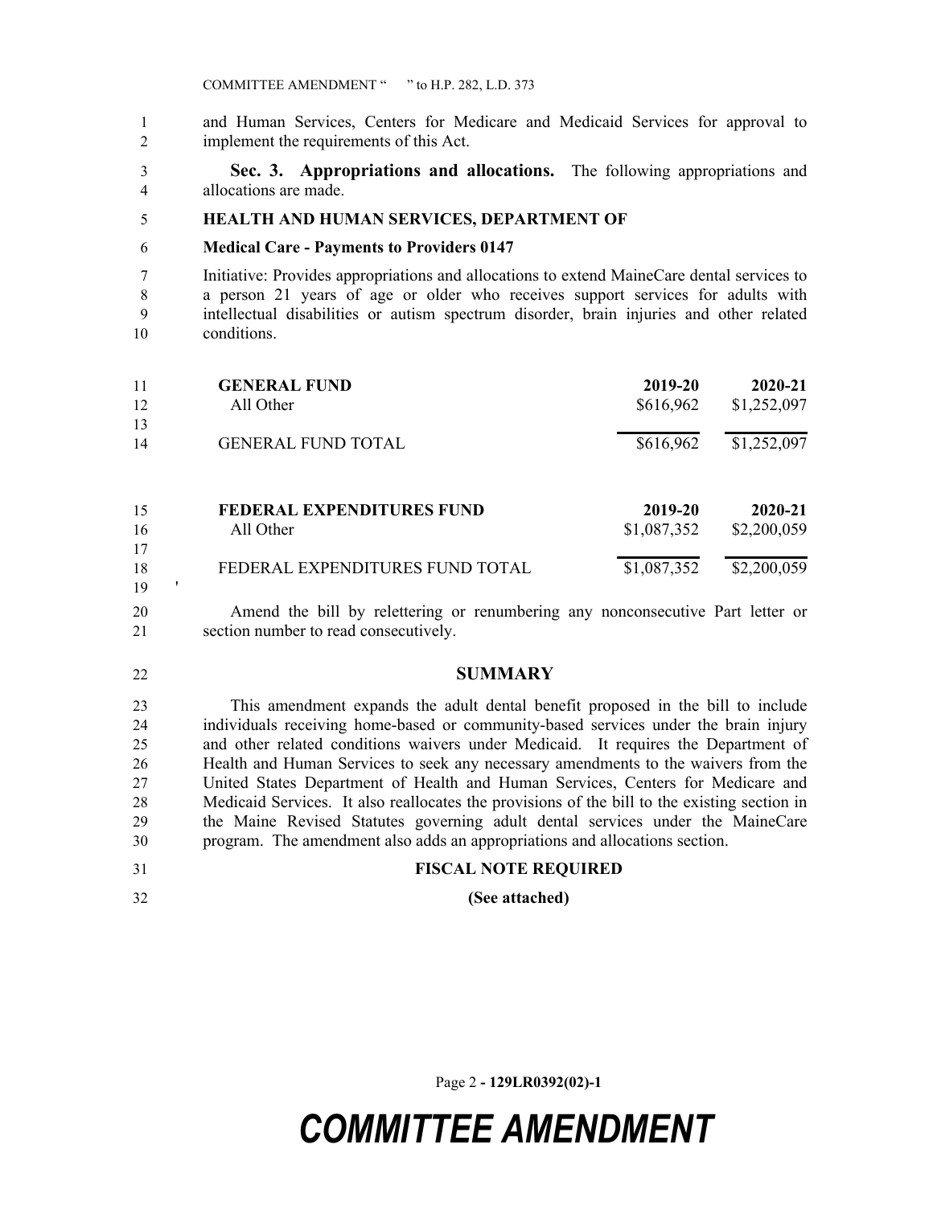and Human Services, Centers for Medicare and Medicaid Services for approval to implement the requirements of this Act.

**Sec. 3. Appropriations and allocations.** The following appropriations and allocations are made.

**HEALTH AND HUMAN SERVICES, DEPARTMENT OF**

**Medical Care - Payments to Providers 0147**

Initiative: Provides appropriations and allocations to extend MaineCare dental services to a person 21 years of age or older who receives support services for adults with intellectual disabilities or autism spectrum disorder, brain injuries and other related conditions.

| **GENERAL FUND** | **2019-20** | **2020-21** |
|---|---|---|
| All Other | $616,962 | $1,252,097 |
| GENERAL FUND TOTAL | $616,962 | $1,252,097 |

| **FEDERAL EXPENDITURES FUND** | **2019-20** | **2020-21** |
|---|---|---|
| All Other | $1,087,352 | $2,200,059 |
| FEDERAL EXPENDITURES FUND TOTAL | $1,087,352 | $2,200,059 |

'

Amend the bill by relettering or renumbering any nonconsecutive Part letter or section number to read consecutively.

## SUMMARY

This amendment expands the adult dental benefit proposed in the bill to include individuals receiving home-based or community-based services under the brain injury and other related conditions waivers under Medicaid. It requires the Department of Health and Human Services to seek any necessary amendments to the waivers from the United States Department of Health and Human Services, Centers for Medicare and Medicaid Services. It also reallocates the provisions of the bill to the existing section in the Maine Revised Statutes governing adult dental services under the MaineCare program. The amendment also adds an appropriations and allocations section.

**FISCAL NOTE REQUIRED**

**(See attached)**